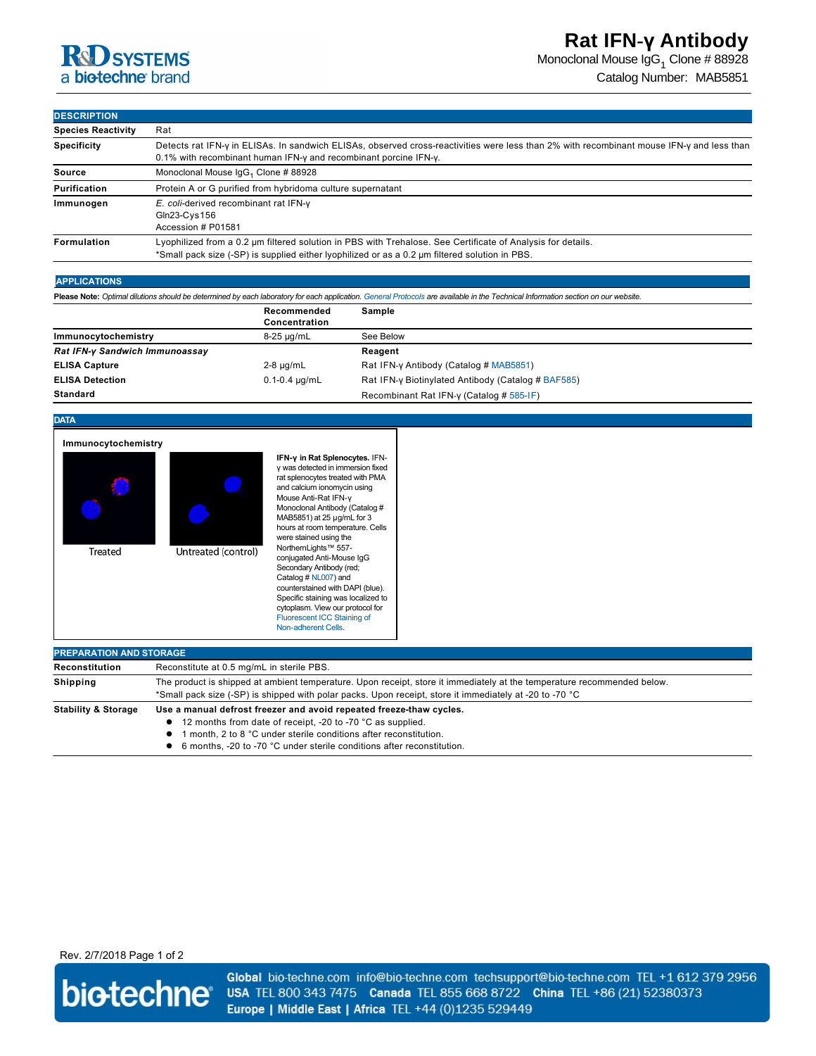# Rat IFN-γ Antibody

Monoclonal Mouse $IgG_1$ Clone # 88928

Catalog Number: MAB5851

## DESCRIPTION

| | |
|---|---|
| **Species Reactivity** | Rat |
| **Specificity** | Detects rat IFN-γ in ELISAs. In sandwich ELISAs, observed cross-reactivities were less than 2% with recombinant mouse IFN-γ and less than 0.1% with recombinant human IFN-γ and recombinant porcine IFN-γ. |
| **Source** | Monoclonal Mouse $IgG_1$ Clone # 88928 |
| **Purification** | Protein A or G purified from hybridoma culture supernatant |
| **Immunogen** | *E. coli*-derived recombinant rat IFN-γ<br>Gln23-Cys156<br>Accession # P01581 |
| **Formulation** | Lyophilized from a 0.2 μm filtered solution in PBS with Trehalose. See Certificate of Analysis for details.<br>*Small pack size (-SP) is supplied either lyophilized or as a 0.2 μm filtered solution in PBS. |

## APPLICATIONS

**Please Note:** *Optimal dilutions should be determined by each laboratory for each application. General Protocols are available in the Technical Information section on our website.*

| | Recommended Concentration | Sample |
|---|---|---|
| **Immunocytochemistry** | 8-25 μg/mL | See Below |
| ***Rat IFN-γ Sandwich Immunoassay*** | | **Reagent** |
| **ELISA Capture** | 2-8 μg/mL | Rat IFN-γ Antibody (Catalog # MAB5851) |
| **ELISA Detection** | 0.1-0.4 μg/mL | Rat IFN-γ Biotinylated Antibody (Catalog # BAF585) |
| **Standard** | | Recombinant Rat IFN-γ (Catalog # 585-IF) |

## DATA

**Immunocytochemistry**

Treated | Untreated (control)

**IFN-γ in Rat Splenocytes.** IFN-γ was detected in immersion fixed rat splenocytes treated with PMA and calcium ionomycin using Mouse Anti-Rat IFN-γ Monoclonal Antibody (Catalog # MAB5851) at 25 μg/mL for 3 hours at room temperature. Cells were stained using the NorthernLights™ 557-conjugated Anti-Mouse IgG Secondary Antibody (red; Catalog # NL007) and counterstained with DAPI (blue). Specific staining was localized to cytoplasm. View our protocol for Fluorescent ICC Staining of Non-adherent Cells.

## PREPARATION AND STORAGE

| | |
|---|---|
| **Reconstitution** | Reconstitute at 0.5 mg/mL in sterile PBS. |
| **Shipping** | The product is shipped at ambient temperature. Upon receipt, store it immediately at the temperature recommended below.<br>*Small pack size (-SP) is shipped with polar packs. Upon receipt, store it immediately at -20 to -70 °C |
| **Stability & Storage** | **Use a manual defrost freezer and avoid repeated freeze-thaw cycles.**<br>● 12 months from date of receipt, -20 to -70 °C as supplied.<br>● 1 month, 2 to 8 °C under sterile conditions after reconstitution.<br>● 6 months, -20 to -70 °C under sterile conditions after reconstitution. |

Rev. 2/7/2018

**Global** bio-techne.com info@bio-techne.com techsupport@bio-techne.com TEL +1 612 379 2956
**USA** TEL 800 343 7475 **Canada** TEL 855 668 8722 **China** TEL +86 (21) 52380373
**Europe | Middle East | Africa** TEL +44 (0)1235 529449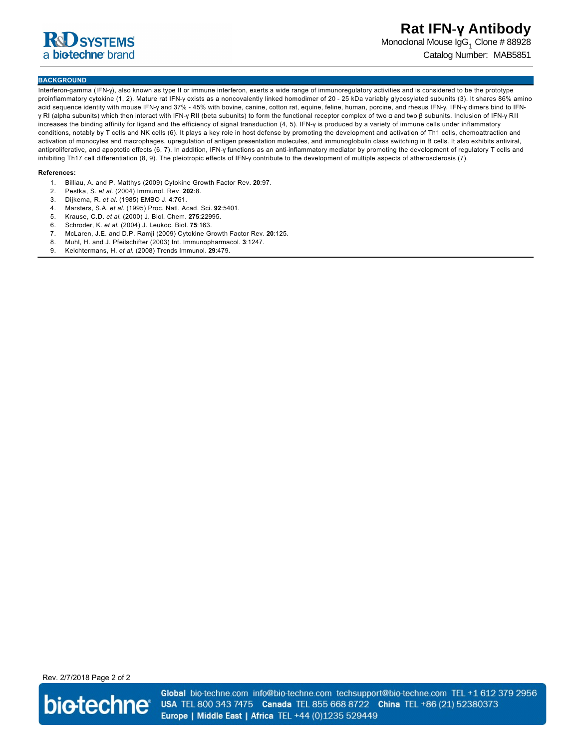# Rat IFN-γ Antibody

Monoclonal Mouse $IgG_1$ Clone # 88928

Catalog Number: MAB5851

## BACKGROUND

Interferon-gamma (IFN-γ), also known as type II or immune interferon, exerts a wide range of immunoregulatory activities and is considered to be the prototype proinflammatory cytokine (1, 2). Mature rat IFN-γ exists as a noncovalently linked homodimer of 20 - 25 kDa variably glycosylated subunits (3). It shares 86% amino acid sequence identity with mouse IFN-γ and 37% - 45% with bovine, canine, cotton rat, equine, feline, human, porcine, and rhesus IFN-γ. IFN-γ dimers bind to IFN-γ RI (alpha subunits) which then interact with IFN-γ RII (beta subunits) to form the functional receptor complex of two α and two β subunits. Inclusion of IFN-γ RII increases the binding affinity for ligand and the efficiency of signal transduction (4, 5). IFN-γ is produced by a variety of immune cells under inflammatory conditions, notably by T cells and NK cells (6). It plays a key role in host defense by promoting the development and activation of Th1 cells, chemoattraction and activation of monocytes and macrophages, upregulation of antigen presentation molecules, and immunoglobulin class switching in B cells. It also exhibits antiviral, antiproliferative, and apoptotic effects (6, 7). In addition, IFN-γ functions as an anti-inflammatory mediator by promoting the development of regulatory T cells and inhibiting Th17 cell differentiation (8, 9). The pleiotropic effects of IFN-γ contribute to the development of multiple aspects of atherosclerosis (7).

**References:**

1. Billiau, A. and P. Matthys (2009) Cytokine Growth Factor Rev. **20**:97.
2. Pestka, S. *et al.* (2004) Immunol. Rev. **202**:8.
3. Dijkema, R. *et al.* (1985) EMBO J. **4**:761.
4. Marsters, S.A. *et al.* (1995) Proc. Natl. Acad. Sci. **92**:5401.
5. Krause, C.D. *et al.* (2000) J. Biol. Chem. **275**:22995.
6. Schroder, K. *et al.* (2004) J. Leukoc. Biol. **75**:163.
7. McLaren, J.E. and D.P. Ramji (2009) Cytokine Growth Factor Rev. **20**:125.
8. Muhl, H. and J. Pfeilschifter (2003) Int. Immunopharmacol. **3**:1247.
9. Kelchtermans, H. *et al.* (2008) Trends Immunol. **29**:479.

Rev. 2/7/2018

**Global** bio-techne.com info@bio-techne.com techsupport@bio-techne.com TEL +1 612 379 2956 **USA** TEL 800 343 7475 **Canada** TEL 855 668 8722 **China** TEL +86 (21) 52380373 **Europe | Middle East | Africa** TEL +44 (0)1235 529449